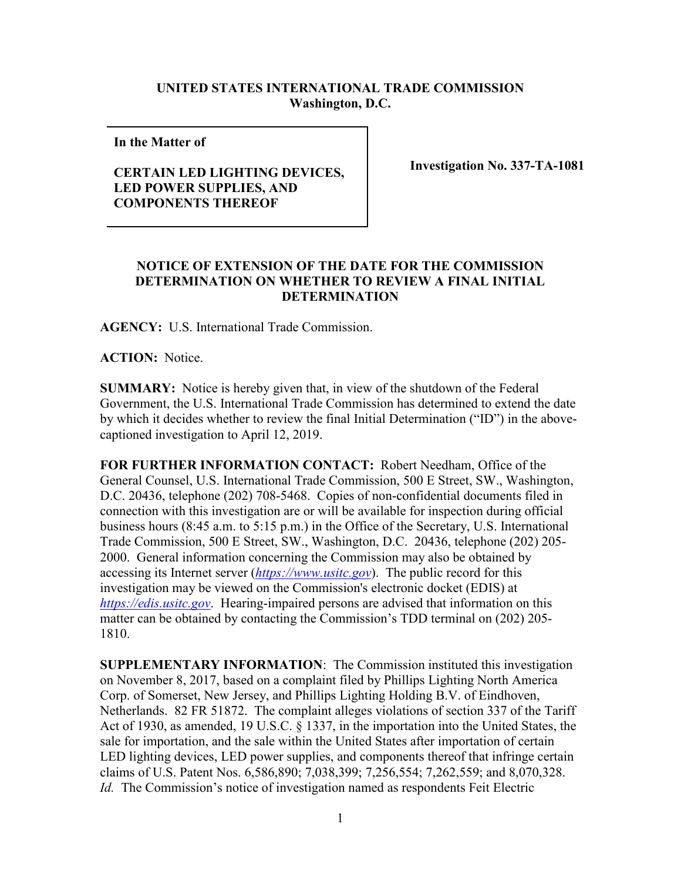**UNITED STATES INTERNATIONAL TRADE COMMISSION**
**Washington, D.C.**

| **In the Matter of**<br><br>**CERTAIN LED LIGHTING DEVICES, LED POWER SUPPLIES, AND COMPONENTS THEREOF** | **Investigation No. 337-TA-1081** |
|---|---|

**NOTICE OF EXTENSION OF THE DATE FOR THE COMMISSION DETERMINATION ON WHETHER TO REVIEW A FINAL INITIAL DETERMINATION**

**AGENCY:** U.S. International Trade Commission.

**ACTION:** Notice.

**SUMMARY:** Notice is hereby given that, in view of the shutdown of the Federal Government, the U.S. International Trade Commission has determined to extend the date by which it decides whether to review the final Initial Determination ("ID") in the above-captioned investigation to April 12, 2019.

**FOR FURTHER INFORMATION CONTACT:** Robert Needham, Office of the General Counsel, U.S. International Trade Commission, 500 E Street, SW., Washington, D.C. 20436, telephone (202) 708-5468. Copies of non-confidential documents filed in connection with this investigation are or will be available for inspection during official business hours (8:45 a.m. to 5:15 p.m.) in the Office of the Secretary, U.S. International Trade Commission, 500 E Street, SW., Washington, D.C. 20436, telephone (202) 205-2000. General information concerning the Commission may also be obtained by accessing its Internet server (*https://www.usitc.gov*). The public record for this investigation may be viewed on the Commission's electronic docket (EDIS) at *https://edis.usitc.gov*. Hearing-impaired persons are advised that information on this matter can be obtained by contacting the Commission's TDD terminal on (202) 205-1810.

**SUPPLEMENTARY INFORMATION**: The Commission instituted this investigation on November 8, 2017, based on a complaint filed by Phillips Lighting North America Corp. of Somerset, New Jersey, and Phillips Lighting Holding B.V. of Eindhoven, Netherlands. 82 FR 51872. The complaint alleges violations of section 337 of the Tariff Act of 1930, as amended, 19 U.S.C. § 1337, in the importation into the United States, the sale for importation, and the sale within the United States after importation of certain LED lighting devices, LED power supplies, and components thereof that infringe certain claims of U.S. Patent Nos. 6,586,890; 7,038,399; 7,256,554; 7,262,559; and 8,070,328. *Id.* The Commission's notice of investigation named as respondents Feit Electric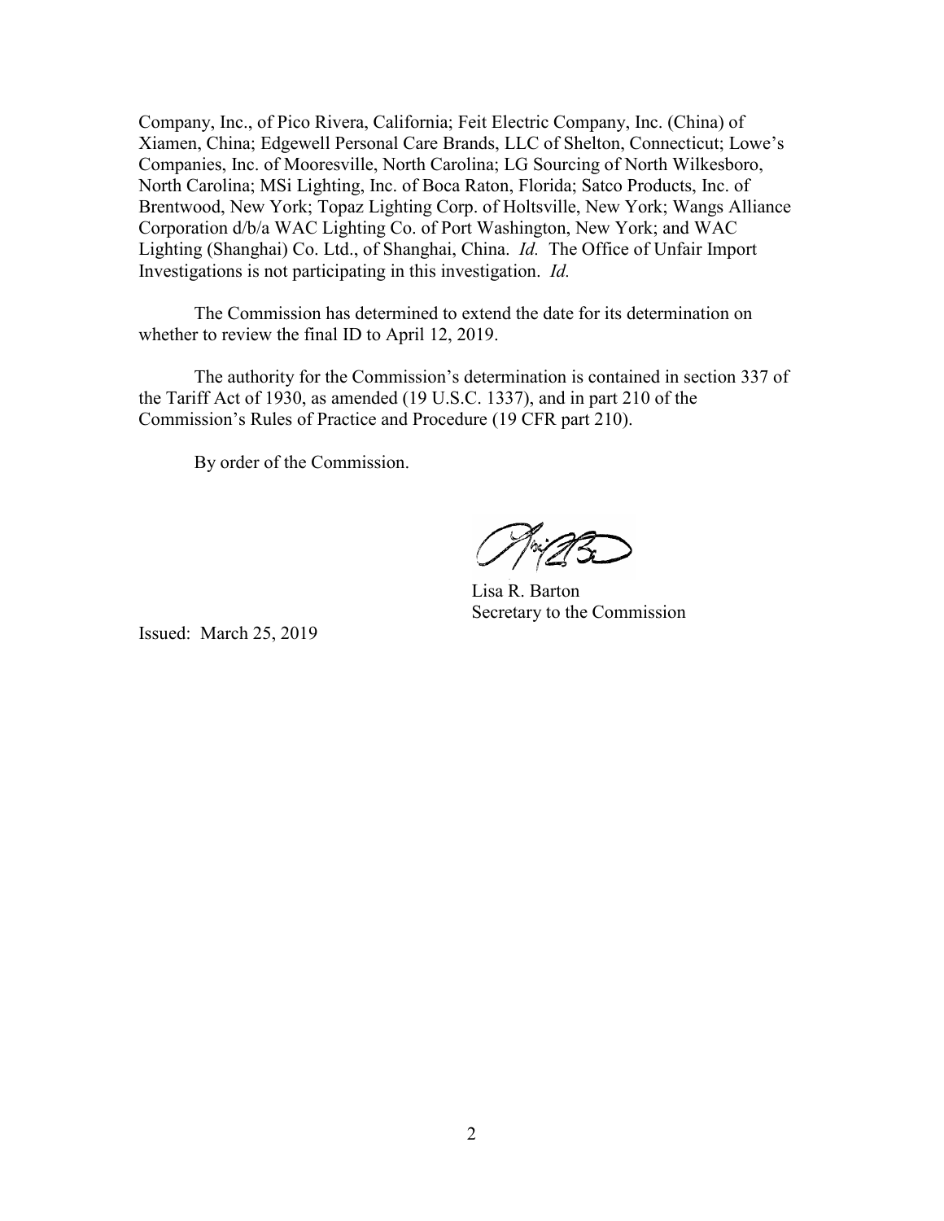Company, Inc., of Pico Rivera, California; Feit Electric Company, Inc. (China) of Xiamen, China; Edgewell Personal Care Brands, LLC of Shelton, Connecticut; Lowe's Companies, Inc. of Mooresville, North Carolina; LG Sourcing of North Wilkesboro, North Carolina; MSi Lighting, Inc. of Boca Raton, Florida; Satco Products, Inc. of Brentwood, New York; Topaz Lighting Corp. of Holtsville, New York; Wangs Alliance Corporation d/b/a WAC Lighting Co. of Port Washington, New York; and WAC Lighting (Shanghai) Co. Ltd., of Shanghai, China. *Id.* The Office of Unfair Import Investigations is not participating in this investigation. *Id.*

The Commission has determined to extend the date for its determination on whether to review the final ID to April 12, 2019.

The authority for the Commission's determination is contained in section 337 of the Tariff Act of 1930, as amended (19 U.S.C. 1337), and in part 210 of the Commission's Rules of Practice and Procedure (19 CFR part 210).

By order of the Commission.

Lisa R. Barton
Secretary to the Commission

Issued: March 25, 2019